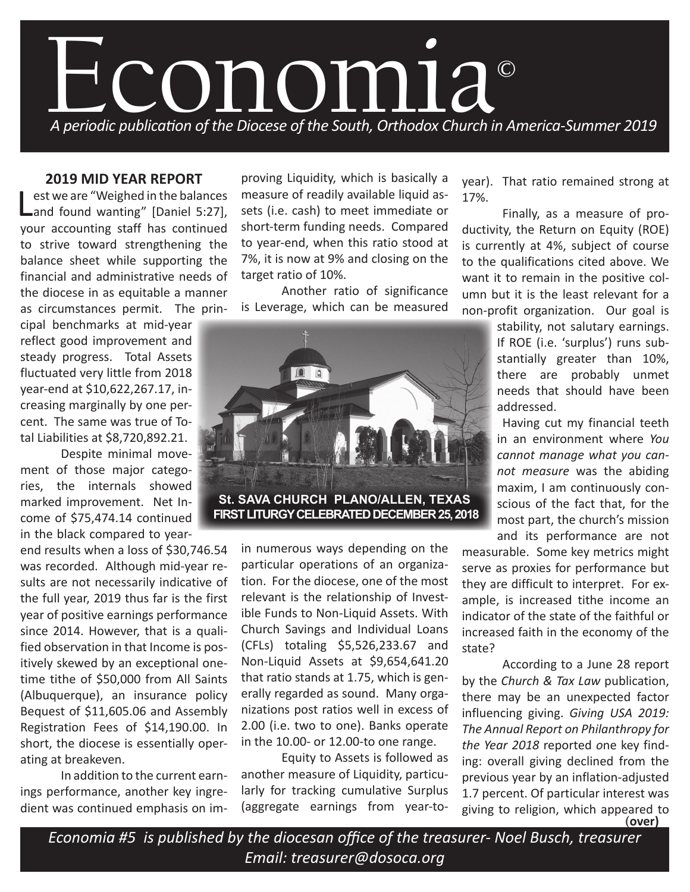# Economia©

*A periodic publication of the Diocese of the South, Orthodox Church in America-Summer 2019*

## 2019 MID YEAR REPORT

Lest we are "Weighed in the balances and found wanting" [Daniel 5:27], your accounting staff has continued to strive toward strengthening the balance sheet while supporting the financial and administrative needs of the diocese in as equitable a manner as circumstances permit. The principal benchmarks at mid-year reflect good improvement and steady progress. Total Assets fluctuated very little from 2018 year-end at $10,622,267.17, increasing marginally by one percent. The same was true of Total Liabilities at $8,720,892.21.

Despite minimal movement of those major categories, the internals showed marked improvement. Net Income of $75,474.14 continued in the black compared to year-end results when a loss of $30,746.54 was recorded. Although mid-year results are not necessarily indicative of the full year, 2019 thus far is the first year of positive earnings performance since 2014. However, that is a qualified observation in that Income is positively skewed by an exceptional one-time tithe of $50,000 from All Saints (Albuquerque), an insurance policy Bequest of $11,605.06 and Assembly Registration Fees of $14,190.00. In short, the diocese is essentially operating at breakeven.

In addition to the current earnings performance, another key ingredient was continued emphasis on improving Liquidity, which is basically a measure of readily available liquid assets (i.e. cash) to meet immediate or short-term funding needs. Compared to year-end, when this ratio stood at 7%, it is now at 9% and closing on the target ratio of 10%.

Another ratio of significance is Leverage, which can be measured in numerous ways depending on the particular operations of an organization. For the diocese, one of the most relevant is the relationship of Investible Funds to Non-Liquid Assets. With Church Savings and Individual Loans (CFLs) totaling $5,526,233.67 and Non-Liquid Assets at $9,654,641.20 that ratio stands at 1.75, which is generally regarded as sound. Many organizations post ratios well in excess of 2.00 (i.e. two to one). Banks operate in the 10.00- or 12.00-to one range.

**St. SAVA CHURCH PLANO/ALLEN, TEXAS**
**FIRST LITURGY CELEBRATED DECEMBER 25, 2018**

Equity to Assets is followed as another measure of Liquidity, particularly for tracking cumulative Surplus (aggregate earnings from year-to-year). That ratio remained strong at 17%.

Finally, as a measure of productivity, the Return on Equity (ROE) is currently at 4%, subject of course to the qualifications cited above. We want it to remain in the positive column but it is the least relevant for a non-profit organization. Our goal is stability, not salutary earnings. If ROE (i.e. 'surplus') runs substantially greater than 10%, there are probably unmet needs that should have been addressed.

Having cut my financial teeth in an environment where *You cannot manage what you cannot measure* was the abiding maxim, I am continuously conscious of the fact that, for the most part, the church's mission and its performance are not measurable. Some key metrics might serve as proxies for performance but they are difficult to interpret. For example, is increased tithe income an indicator of the state of the faithful or increased faith in the economy of the state?

According to a June 28 report by the *Church & Tax Law* publication, there may be an unexpected factor influencing giving. *Giving USA 2019: The Annual Report on Philanthropy for the Year 2018* reported one key finding: overall giving declined from the previous year by an inflation-adjusted 1.7 percent. Of particular interest was giving to religion, which appeared to

**(over)**

*Economia #5 is published by the diocesan office of the treasurer- Noel Busch, treasurer*
*Email: treasurer@dosoca.org*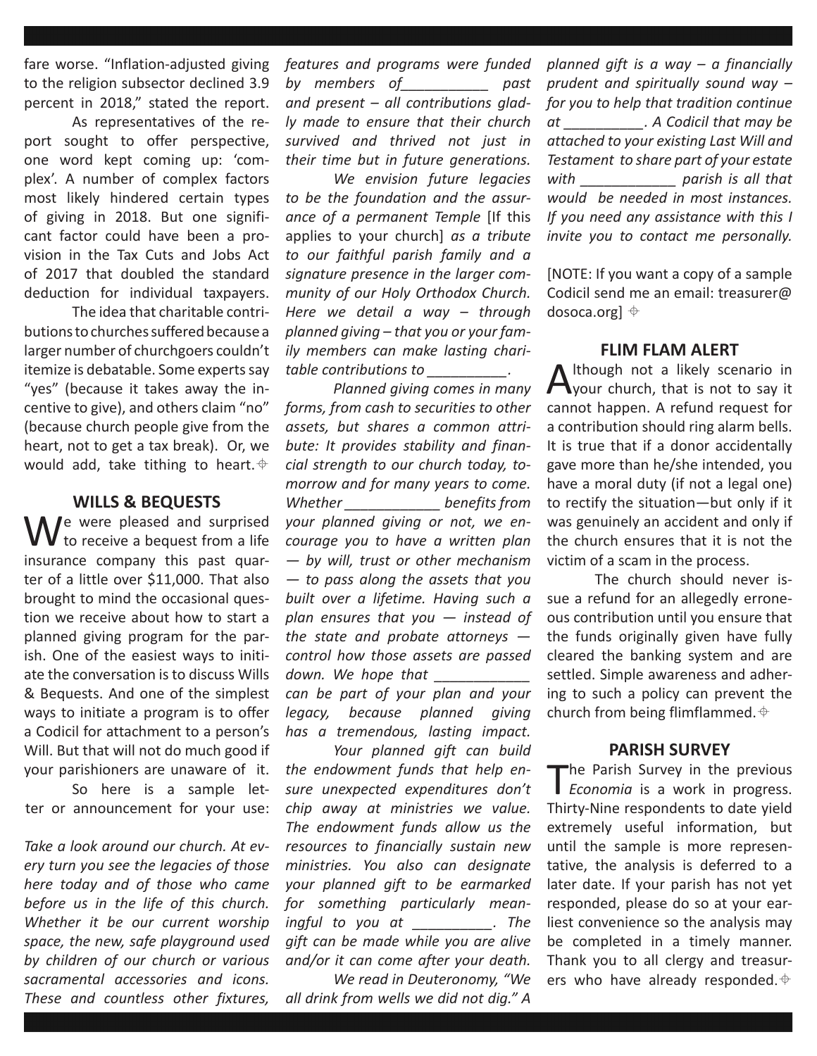fare worse. "Inflation-adjusted giving to the religion subsector declined 3.9 percent in 2018," stated the report.

As representatives of the report sought to offer perspective, one word kept coming up: 'complex'. A number of complex factors most likely hindered certain types of giving in 2018. But one significant factor could have been a provision in the Tax Cuts and Jobs Act of 2017 that doubled the standard deduction for individual taxpayers.

The idea that charitable contributions to churches suffered because a larger number of churchgoers couldn't itemize is debatable. Some experts say "yes" (because it takes away the incentive to give), and others claim "no" (because church people give from the heart, not to get a tax break). Or, we would add, take tithing to heart. ⌖

## WILLS & BEQUESTS

We were pleased and surprised to receive a bequest from a life insurance company this past quarter of a little over $11,000. That also brought to mind the occasional question we receive about how to start a planned giving program for the parish. One of the easiest ways to initiate the conversation is to discuss Wills & Bequests. And one of the simplest ways to initiate a program is to offer a Codicil for attachment to a person's Will. But that will not do much good if your parishioners are unaware of it.

So here is a sample letter or announcement for your use:

*Take a look around our church. At every turn you see the legacies of those here today and of those who came before us in the life of this church. Whether it be our current worship space, the new, safe playground used by children of our church or various sacramental accessories and icons. These and countless other fixtures, features and programs were funded by members of___________ past and present – all contributions gladly made to ensure that their church survived and thrived not just in their time but in future generations.*

*We envision future legacies to be the foundation and the assurance of a permanent Temple* [If this applies to your church] *as a tribute to our faithful parish family and a signature presence in the larger community of our Holy Orthodox Church. Here we detail a way – through planned giving – that you or your family members can make lasting charitable contributions to __________.*

*Planned giving comes in many forms, from cash to securities to other assets, but shares a common attribute: It provides stability and financial strength to our church today, tomorrow and for many years to come. Whether ____________ benefits from your planned giving or not, we encourage you to have a written plan — by will, trust or other mechanism — to pass along the assets that you built over a lifetime. Having such a plan ensures that you — instead of the state and probate attorneys — control how those assets are passed down. We hope that ____________ can be part of your plan and your legacy, because planned giving has a tremendous, lasting impact.*

*Your planned gift can build the endowment funds that help ensure unexpected expenditures don't chip away at ministries we value. The endowment funds allow us the resources to financially sustain new ministries. You also can designate your planned gift to be earmarked for something particularly meaningful to you at __________. The gift can be made while you are alive and/or it can come after your death.*

*We read in Deuteronomy, "We all drink from wells we did not dig." A planned gift is a way – a financially prudent and spiritually sound way – for you to help that tradition continue at __________. A Codicil that may be attached to your existing Last Will and Testament to share part of your estate with ____________ parish is all that would be needed in most instances. If you need any assistance with this I invite you to contact me personally.*

[NOTE: If you want a copy of a sample Codicil send me an email: treasurer@dosoca.org] ⌖

## FLIM FLAM ALERT

Although not a likely scenario in your church, that is not to say it cannot happen. A refund request for a contribution should ring alarm bells. It is true that if a donor accidentally gave more than he/she intended, you have a moral duty (if not a legal one) to rectify the situation—but only if it was genuinely an accident and only if the church ensures that it is not the victim of a scam in the process.

The church should never issue a refund for an allegedly erroneous contribution until you ensure that the funds originally given have fully cleared the banking system and are settled. Simple awareness and adhering to such a policy can prevent the church from being flimflammed. ⌖

## PARISH SURVEY

The Parish Survey in the previous *Economia* is a work in progress. Thirty-Nine respondents to date yield extremely useful information, but until the sample is more representative, the analysis is deferred to a later date. If your parish has not yet responded, please do so at your earliest convenience so the analysis may be completed in a timely manner. Thank you to all clergy and treasurers who have already responded. ⌖